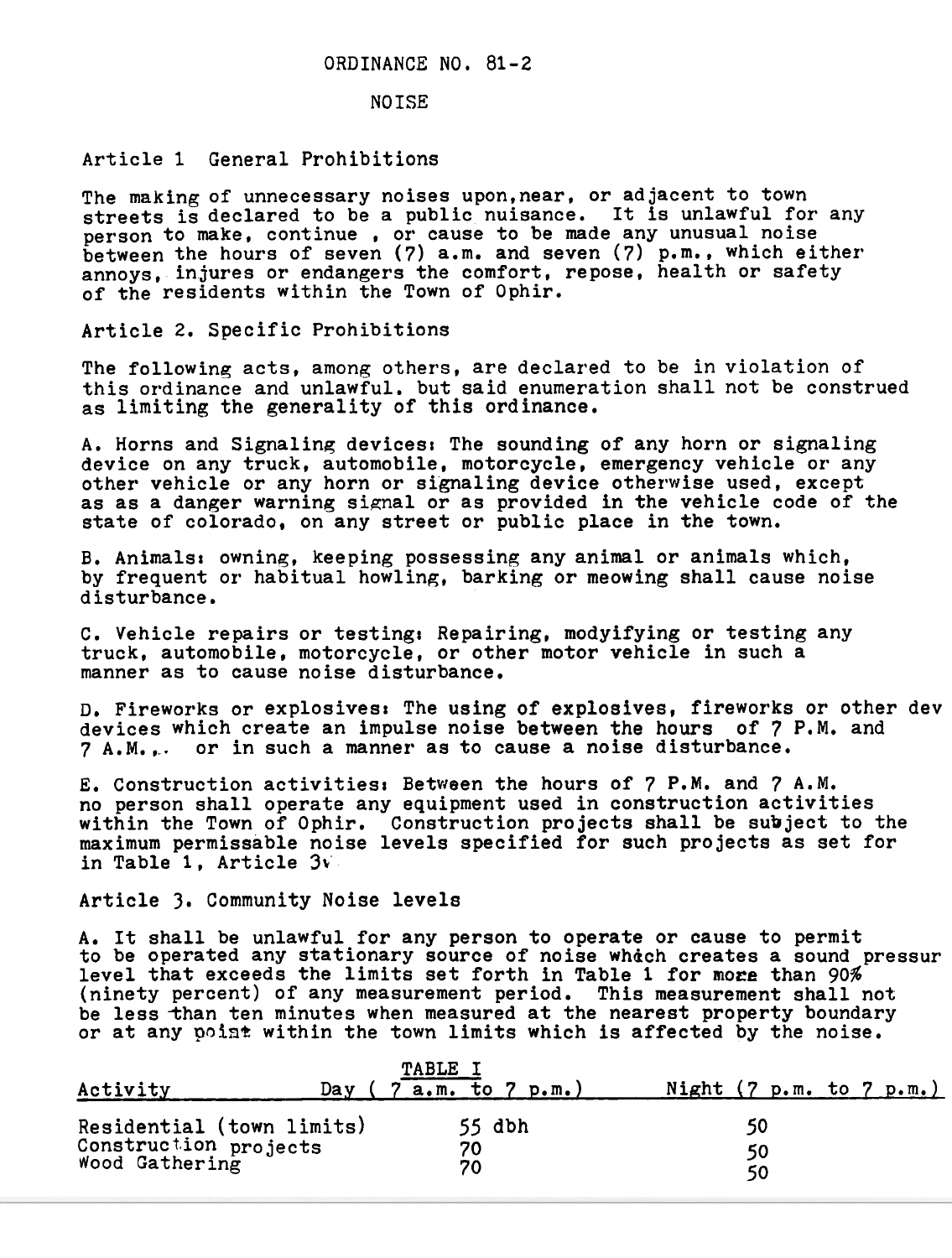ORDINANCE NO. 81-2

NOISE

## Article 1 General Prohibitions

The making of unnecessary noises upon,near, or adjacent to town streets is declared to be a public nuisance. It is unlawful for any person to make, continue , or cause to be made any unusual noise between the hours of seven (7) a.m. and seven (7) p.m., which either annoys, injures or endangers the comfort, repose, health or safety of the residents within the Town of Ophir.

## Article 2. Specific Prohibitions

The following acts, among others, are declared to be in violation of this ordinance and unlawful. but said enumeration shall not be construed as limiting the generality of this ordinance.

A. Horns and Signaling devices: The sounding of any horn or signaling device on any truck, automobile, motorcycle, emergency vehicle or any other vehicle or any horn or signaling device otherwise used, except as as a danger warning signal or as provided in the vehicle code of the state of colorado, on any street or public place in the town.

B. Animals: owning, keeping possessing any animal or animals which, by frequent or habitual howling, barking or meowing shall cause noise disturbance.

C. Vehicle repairs or testing: Repairing, modyifying or testing any truck, automobile, motorcycle, or other motor vehicle in such a manner as to cause noise disturbance.

D. Fireworks or explosives: The using of explosives, fireworks or other dev devices which create an impulse noise between the hours of 7 P.M. and 7 A.M., or in such a manner as to cause a noise disturbance.

E. Construction activities: Between the hours of 7 P.M. and 7 A.M. no person shall operate any equipment used in construction activities within the Town of Ophir. Construction projects shall be subject to the maximum permissable noise levels specified for such projects as set for in Table 1, Article 3.

## Article 3. Community Noise levels

A. It shall be unlawful for any person to operate or cause to permit to be operated any stationary source of noise which creates a sound pressur level that exceeds the limits set forth in Table 1 for more than 90% (ninety percent) of any measurement period. This measurement shall not be less than ten minutes when measured at the nearest property boundary or at any point within the town limits which is affected by the noise.

TABLE I

| Activity | Day ( 7 a.m. to 7 p.m.) | Night (7 p.m. to 7 p.m.) |
|---|---|---|
| Residential (town limits) | 55 dbh | 50 |
| Construction projects | 70 | 50 |
| Wood Gathering | 70 | 50 |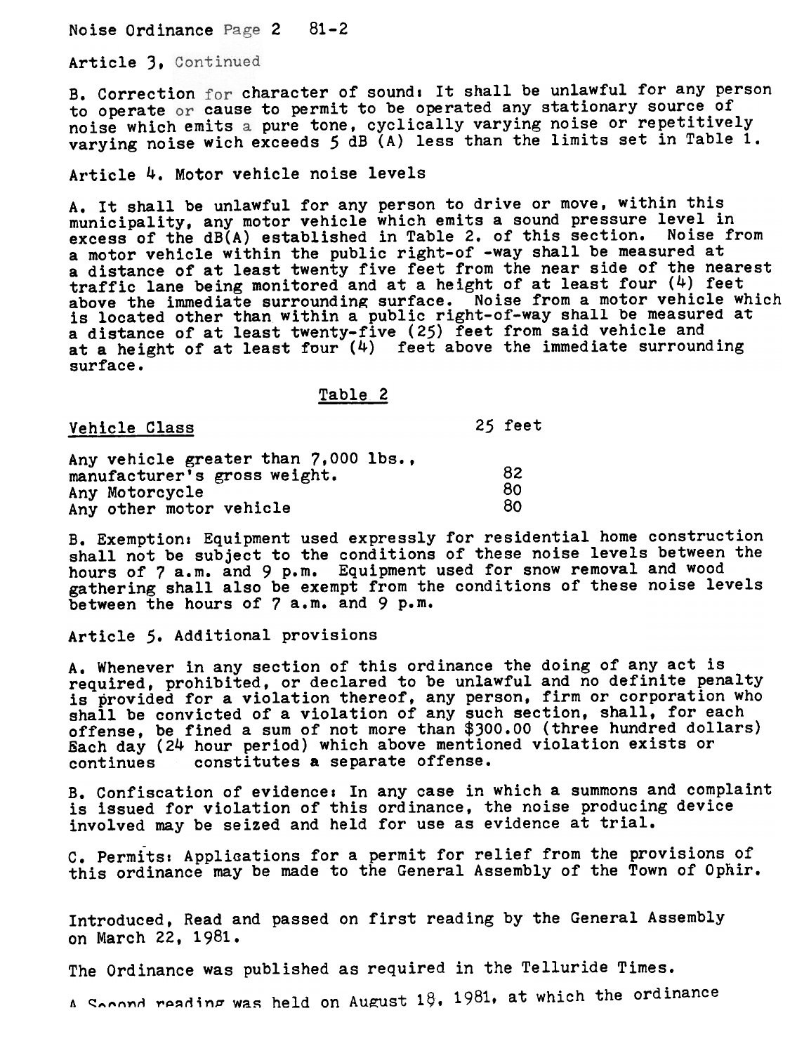Article 3, Continued

B. Correction for character of sound: It shall be unlawful for any person to operate or cause to permit to be operated any stationary source of noise which emits a pure tone, cyclically varying noise or repetitively varying noise wich exceeds 5 dB (A) less than the limits set in Table 1.

Article 4. Motor vehicle noise levels

A. It shall be unlawful for any person to drive or move, within this municipality, any motor vehicle which emits a sound pressure level in excess of the dB(A) established in Table 2. of this section. Noise from a motor vehicle within the public right-of -way shall be measured at a distance of at least twenty five feet from the near side of the nearest traffic lane being monitored and at a height of at least four (4) feet above the immediate surrounding surface. Noise from a motor vehicle which is located other than within a public right-of-way shall be measured at a distance of at least twenty-five (25) feet from said vehicle and at a height of at least four (4) feet above the immediate surrounding surface.

Table 2

| Vehicle Class | 25 feet |
|---|---|
| Any vehicle greater than 7,000 lbs., manufacturer's gross weight. | 82 |
| Any Motorcycle | 80 |
| Any other motor vehicle | 80 |

B. Exemption: Equipment used expressly for residential home construction shall not be subject to the conditions of these noise levels between the hours of 7 a.m. and 9 p.m. Equipment used for snow removal and wood gathering shall also be exempt from the conditions of these noise levels between the hours of 7 a.m. and 9 p.m.

Article 5. Additional provisions

A. Whenever in any section of this ordinance the doing of any act is required, prohibited, or declared to be unlawful and no definite penalty is provided for a violation thereof, any person, firm or corporation who shall be convicted of a violation of any such section, shall, for each offense, be fined a sum of not more than $300.00 (three hundred dollars) Each day (24 hour period) which above mentioned violation exists or continues constitutes a separate offense.

B. Confiscation of evidence: In any case in which a summons and complaint is issued for violation of this ordinance, the noise producing device involved may be seized and held for use as evidence at trial.

C. Permits: Applications for a permit for relief from the provisions of this ordinance may be made to the General Assembly of the Town of Ophir.

Introduced, Read and passed on first reading by the General Assembly on March 22, 1981.

The Ordinance was published as required in the Telluride Times.

A Second reading was held on August 18, 1981, at which the ordinance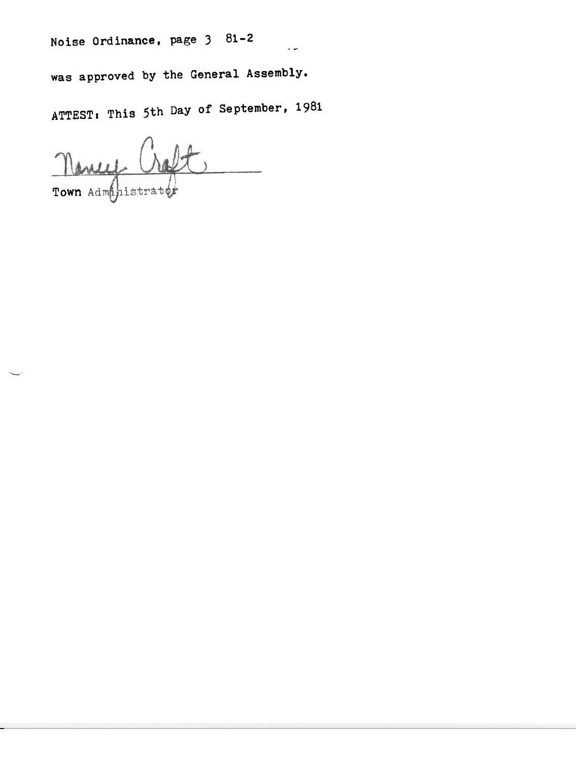was approved by the General Assembly.

ATTEST: This 5th Day of September, 1981

Nancy Craft

Town Administrator